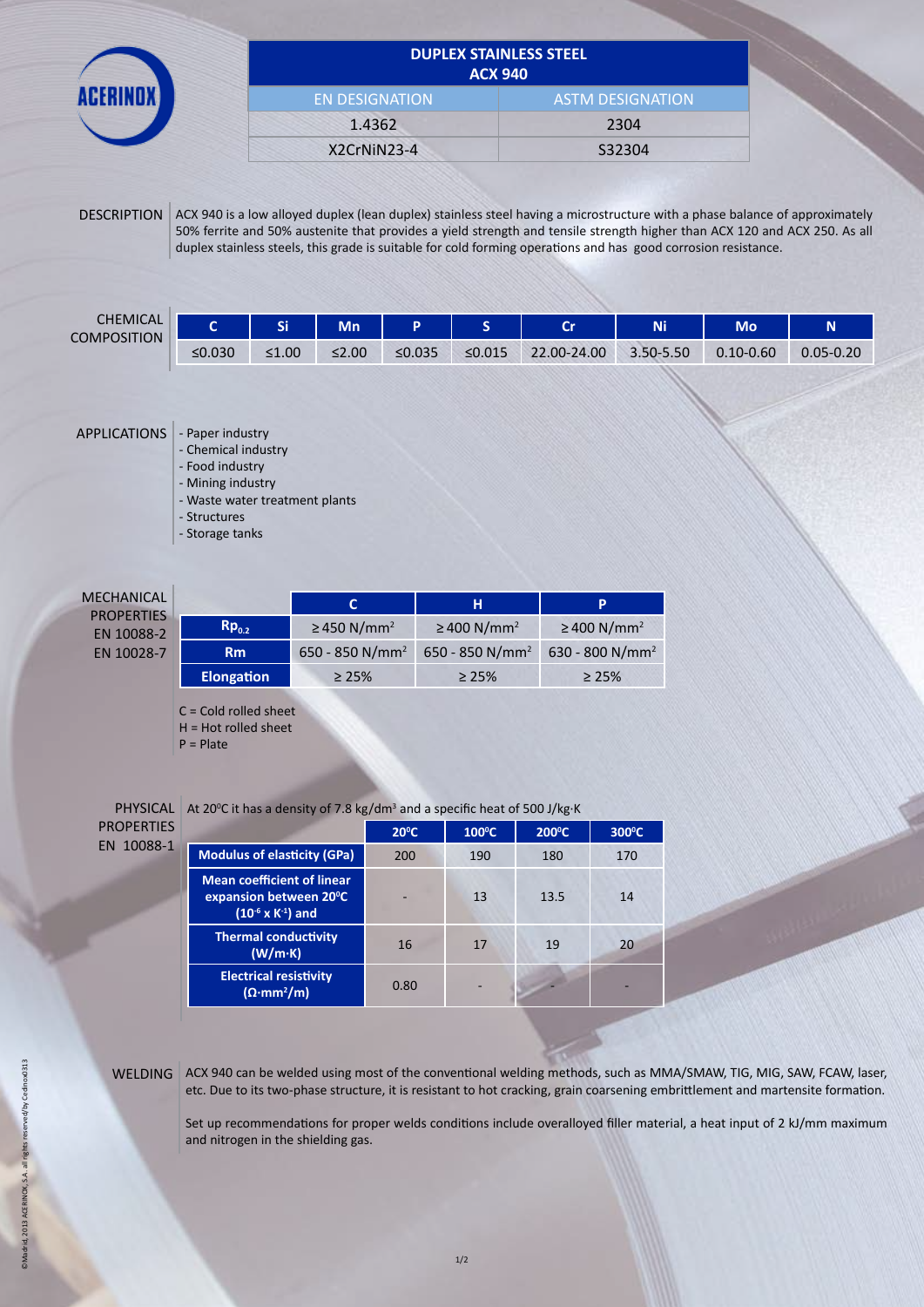# DUPLEX STAINLESS STEEL ACX 940

| EN DESIGNATION | ASTM DESIGNATION |
|---|---|
| 1.4362 | 2304 |
| X2CrNiN23-4 | S32304 |

## DESCRIPTION

ACX 940 is a low alloyed duplex (lean duplex) stainless steel having a microstructure with a phase balance of approximately 50% ferrite and 50% austenite that provides a yield strength and tensile strength higher than ACX 120 and ACX 250. As all duplex stainless steels, this grade is suitable for cold forming operations and has good corrosion resistance.

## CHEMICAL COMPOSITION

| C | Si | Mn | P | S | Cr | Ni | Mo | N |
|---|---|---|---|---|---|---|---|---|
| ≤0.030 | ≤1.00 | ≤2.00 | ≤0.035 | ≤0.015 | 22.00-24.00 | 3.50-5.50 | 0.10-0.60 | 0.05-0.20 |

## APPLICATIONS

- Paper industry
- Chemical industry
- Food industry
- Mining industry
- Waste water treatment plants
- Structures
- Storage tanks

## MECHANICAL PROPERTIES EN 10088-2 EN 10028-7

| | C | H | P |
|---|---|---|---|
| $Rp_{0.2}$ | ≥ 450 N/mm² | ≥ 400 N/mm² | ≥ 400 N/mm² |
| Rm | 650 - 850 N/mm² | 650 - 850 N/mm² | 630 - 800 N/mm² |
| Elongation | ≥ 25% | ≥ 25% | ≥ 25% |

C = Cold rolled sheet
H = Hot rolled sheet
P = Plate

## PHYSICAL PROPERTIES EN 10088-1

At 20ºC it has a density of 7.8 kg/dm³ and a specific heat of 500 J/kg·K

| | 20ºC | 100ºC | 200ºC | 300ºC |
|---|---|---|---|---|
| Modulus of elasticity (GPa) | 200 | 190 | 180 | 170 |
| Mean coefficient of linear expansion between 20ºC ($10^{-6}$ x $K^{-1}$) and | - | 13 | 13.5 | 14 |
| Thermal conductivity (W/m·K) | 16 | 17 | 19 | 20 |
| Electrical resistivity (Ω·mm²/m) | 0.80 | - | - | - |

## WELDING

ACX 940 can be welded using most of the conventional welding methods, such as MMA/SMAW, TIG, MIG, SAW, FCAW, laser, etc. Due to its two-phase structure, it is resistant to hot cracking, grain coarsening embrittlement and martensite formation.

Set up recommendations for proper welds conditions include overalloyed filler material, a heat input of 2 kJ/mm maximum and nitrogen in the shielding gas.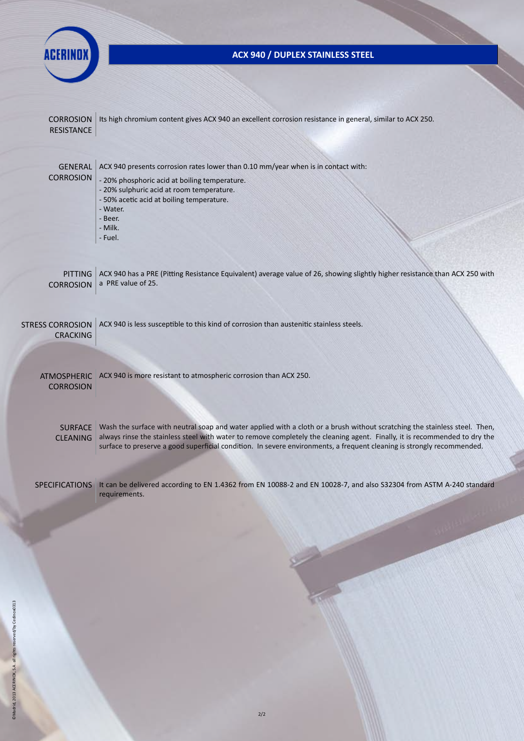# ACX 940 / DUPLEX STAINLESS STEEL

| | |
|---|---|
| CORROSION RESISTANCE | Its high chromium content gives ACX 940 an excellent corrosion resistance in general, similar to ACX 250. |
| GENERAL CORROSION | ACX 940 presents corrosion rates lower than 0.10 mm/year when is in contact with:<br>- 20% phosphoric acid at boiling temperature.<br>- 20% sulphuric acid at room temperature.<br>- 50% acetic acid at boiling temperature.<br>- Water.<br>- Beer.<br>- Milk.<br>- Fuel. |
| PITTING CORROSION | ACX 940 has a PRE (Pitting Resistance Equivalent) average value of 26, showing slightly higher resistance than ACX 250 with a PRE value of 25. |
| STRESS CORROSION CRACKING | ACX 940 is less susceptible to this kind of corrosion than austenitic stainless steels. |
| ATMOSPHERIC CORROSION | ACX 940 is more resistant to atmospheric corrosion than ACX 250. |
| SURFACE CLEANING | Wash the surface with neutral soap and water applied with a cloth or a brush without scratching the stainless steel. Then, always rinse the stainless steel with water to remove completely the cleaning agent. Finally, it is recommended to dry the surface to preserve a good superficial condition. In severe environments, a frequent cleaning is strongly recommended. |
| SPECIFICATIONS | It can be delivered according to EN 1.4362 from EN 10088-2 and EN 10028-7, and also S32304 from ASTM A-240 standard requirements. |

©Madrid, 2013 ACERINOX, S.A. all rights reserved/by Cedinox0313